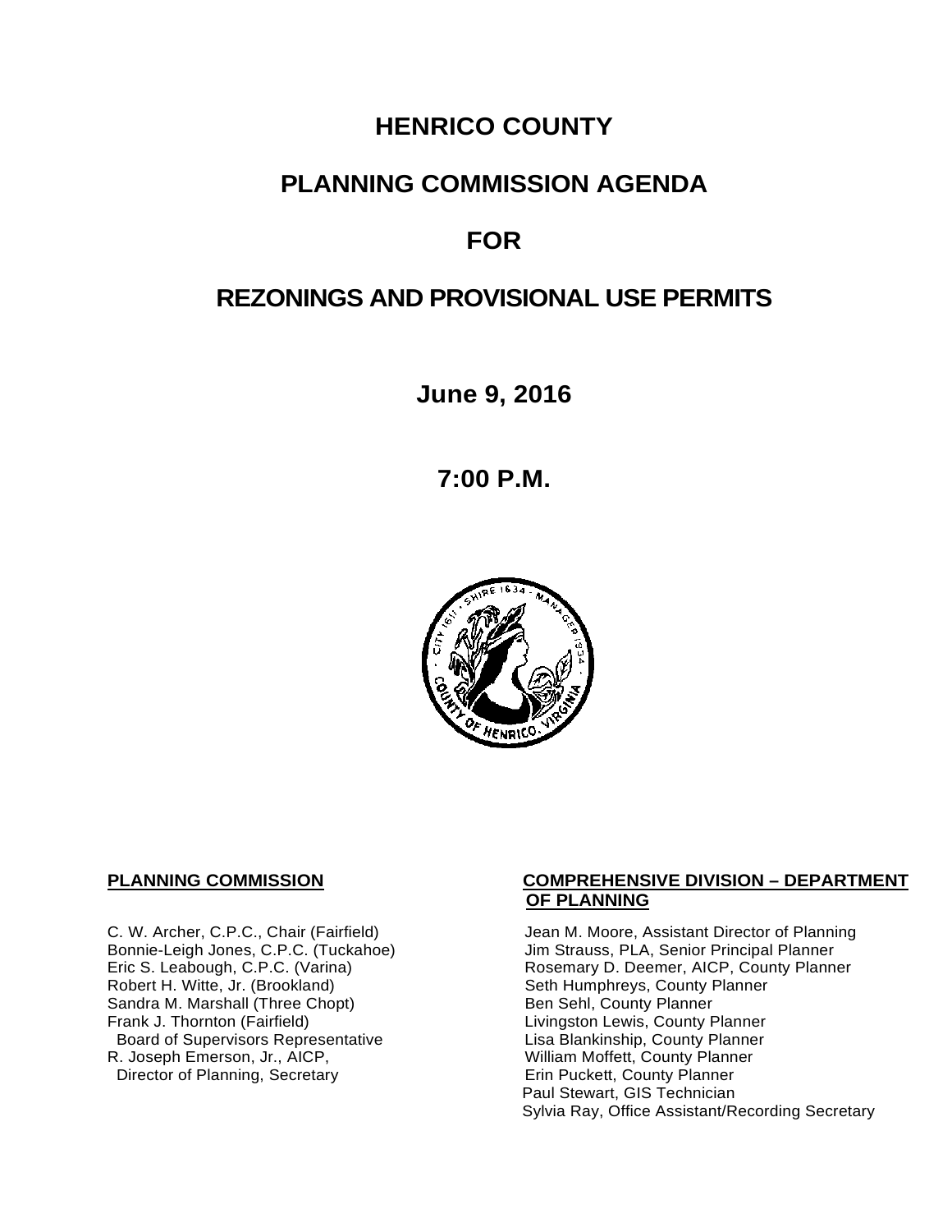# HENRICO COUNTY

# PLANNING COMMISSION AGENDA

# FOR

# REZONINGS AND PROVISIONAL USE PERMITS

**June 9, 2016**

**7:00 P.M.**

**PLANNING COMMISSION**

C. W. Archer, C.P.C., Chair (Fairfield)
Bonnie-Leigh Jones, C.P.C. (Tuckahoe)
Eric S. Leabough, C.P.C. (Varina)
Robert H. Witte, Jr. (Brookland)
Sandra M. Marshall (Three Chopt)
Frank J. Thornton (Fairfield)
Board of Supervisors Representative
R. Joseph Emerson, Jr., AICP,
Director of Planning, Secretary

**COMPREHENSIVE DIVISION – DEPARTMENT OF PLANNING**

Jean M. Moore, Assistant Director of Planning
Jim Strauss, PLA, Senior Principal Planner
Rosemary D. Deemer, AICP, County Planner
Seth Humphreys, County Planner
Ben Sehl, County Planner
Livingston Lewis, County Planner
Lisa Blankinship, County Planner
William Moffett, County Planner
Erin Puckett, County Planner
Paul Stewart, GIS Technician
Sylvia Ray, Office Assistant/Recording Secretary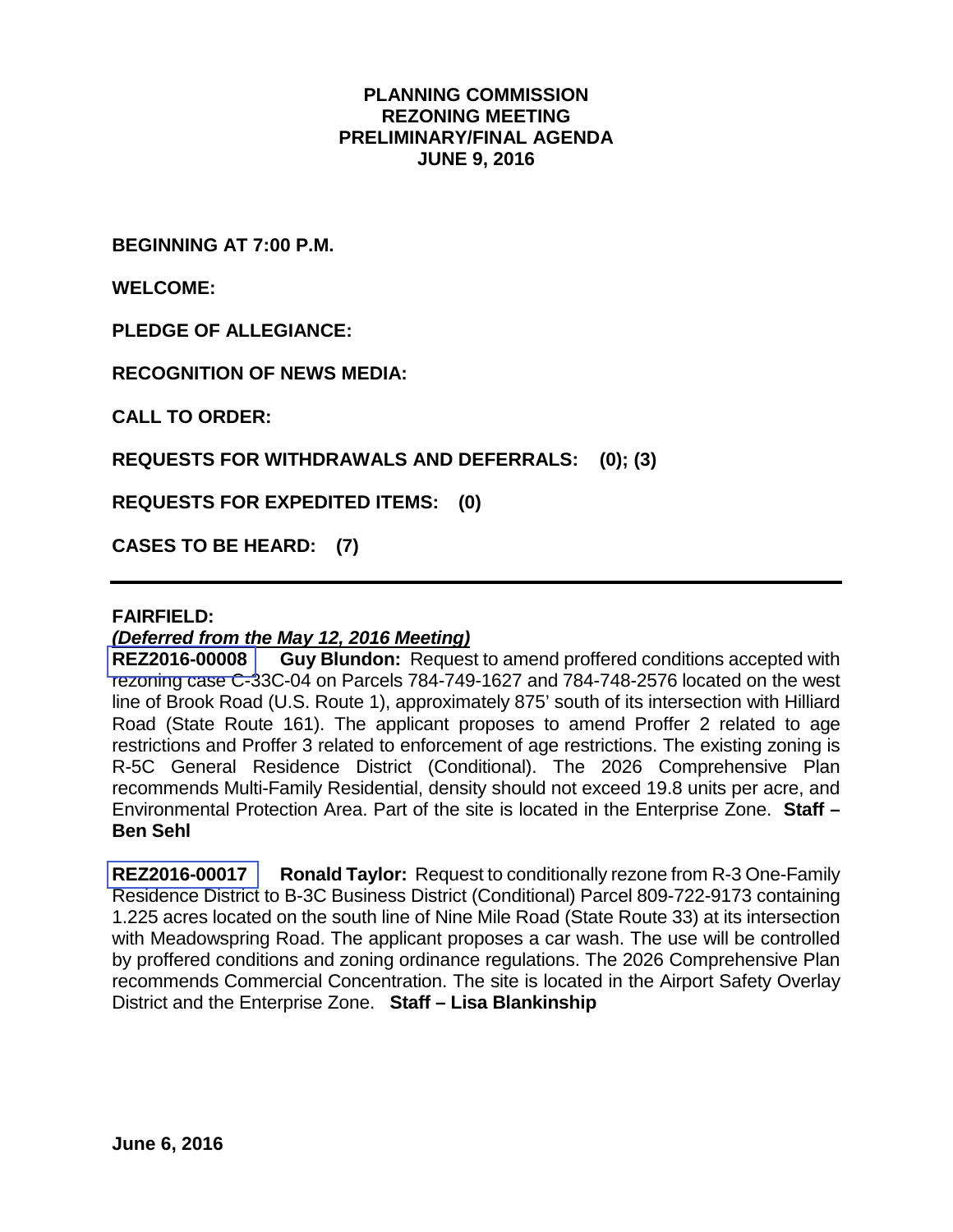**PLANNING COMMISSION**
**REZONING MEETING**
**PRELIMINARY/FINAL AGENDA**
**JUNE 9, 2016**

**BEGINNING AT 7:00 P.M.**

**WELCOME:**

**PLEDGE OF ALLEGIANCE:**

**RECOGNITION OF NEWS MEDIA:**

**CALL TO ORDER:**

**REQUESTS FOR WITHDRAWALS AND DEFERRALS: (0); (3)**

**REQUESTS FOR EXPEDITED ITEMS: (0)**

**CASES TO BE HEARD: (7)**

---

**FAIRFIELD:**

***(Deferred from the May 12, 2016 Meeting)***

**REZ2016-00008 Guy Blundon:** Request to amend proffered conditions accepted with rezoning case C-33C-04 on Parcels 784-749-1627 and 784-748-2576 located on the west line of Brook Road (U.S. Route 1), approximately 875' south of its intersection with Hilliard Road (State Route 161). The applicant proposes to amend Proffer 2 related to age restrictions and Proffer 3 related to enforcement of age restrictions. The existing zoning is R-5C General Residence District (Conditional). The 2026 Comprehensive Plan recommends Multi-Family Residential, density should not exceed 19.8 units per acre, and Environmental Protection Area. Part of the site is located in the Enterprise Zone. **Staff – Ben Sehl**

**REZ2016-00017 Ronald Taylor:** Request to conditionally rezone from R-3 One-Family Residence District to B-3C Business District (Conditional) Parcel 809-722-9173 containing 1.225 acres located on the south line of Nine Mile Road (State Route 33) at its intersection with Meadowspring Road. The applicant proposes a car wash. The use will be controlled by proffered conditions and zoning ordinance regulations. The 2026 Comprehensive Plan recommends Commercial Concentration. The site is located in the Airport Safety Overlay District and the Enterprise Zone. **Staff – Lisa Blankinship**

**June 6, 2016**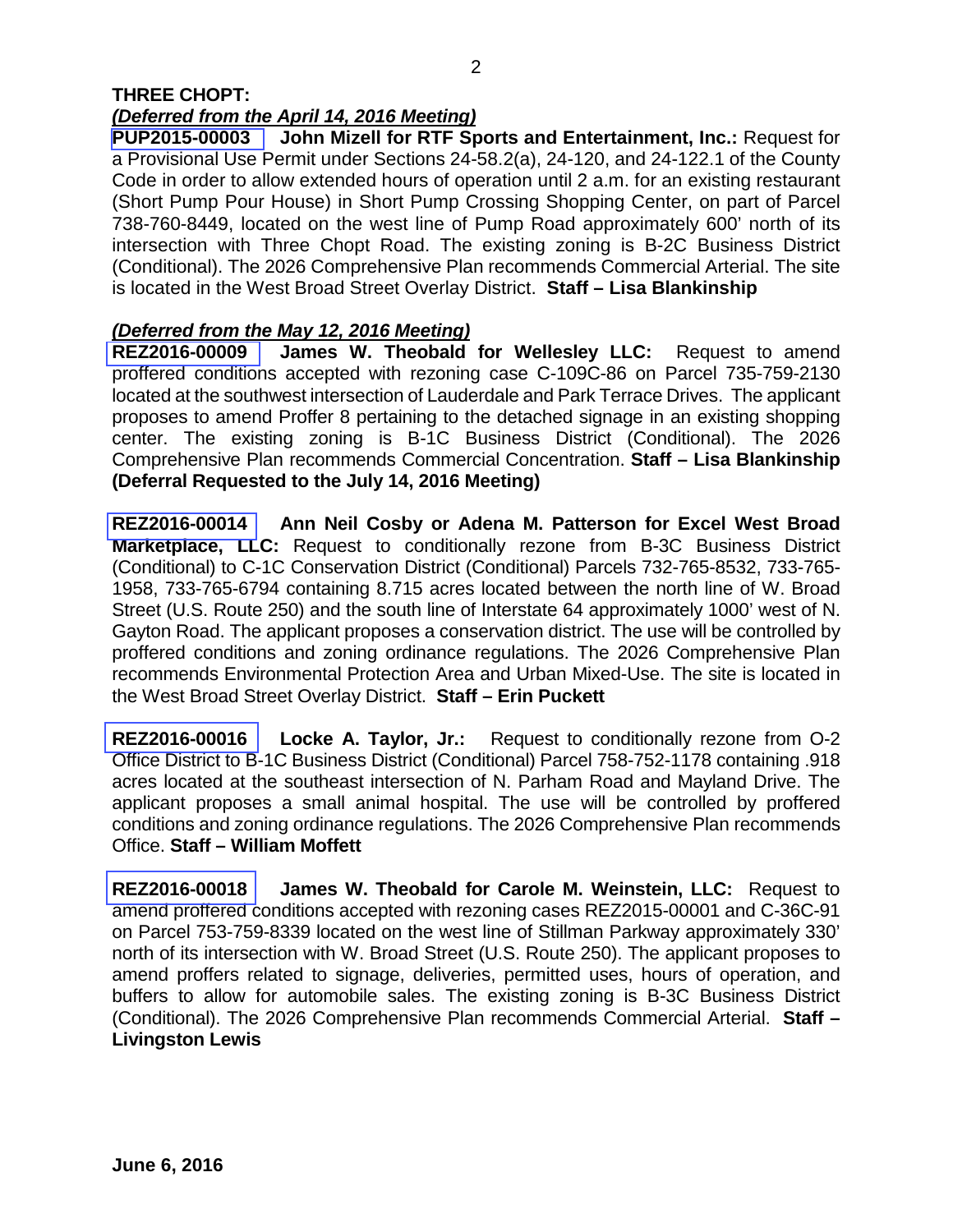**THREE CHOPT:**

***(Deferred from the April 14, 2016 Meeting)***

**PUP2015-00003 John Mizell for RTF Sports and Entertainment, Inc.:** Request for a Provisional Use Permit under Sections 24-58.2(a), 24-120, and 24-122.1 of the County Code in order to allow extended hours of operation until 2 a.m. for an existing restaurant (Short Pump Pour House) in Short Pump Crossing Shopping Center, on part of Parcel 738-760-8449, located on the west line of Pump Road approximately 600' north of its intersection with Three Chopt Road. The existing zoning is B-2C Business District (Conditional). The 2026 Comprehensive Plan recommends Commercial Arterial. The site is located in the West Broad Street Overlay District. **Staff – Lisa Blankinship**

***(Deferred from the May 12, 2016 Meeting)***

**REZ2016-00009 James W. Theobald for Wellesley LLC:** Request to amend proffered conditions accepted with rezoning case C-109C-86 on Parcel 735-759-2130 located at the southwest intersection of Lauderdale and Park Terrace Drives. The applicant proposes to amend Proffer 8 pertaining to the detached signage in an existing shopping center. The existing zoning is B-1C Business District (Conditional). The 2026 Comprehensive Plan recommends Commercial Concentration. **Staff – Lisa Blankinship (Deferral Requested to the July 14, 2016 Meeting)**

**REZ2016-00014 Ann Neil Cosby or Adena M. Patterson for Excel West Broad Marketplace, LLC:** Request to conditionally rezone from B-3C Business District (Conditional) to C-1C Conservation District (Conditional) Parcels 732-765-8532, 733-765-1958, 733-765-6794 containing 8.715 acres located between the north line of W. Broad Street (U.S. Route 250) and the south line of Interstate 64 approximately 1000' west of N. Gayton Road. The applicant proposes a conservation district. The use will be controlled by proffered conditions and zoning ordinance regulations. The 2026 Comprehensive Plan recommends Environmental Protection Area and Urban Mixed-Use. The site is located in the West Broad Street Overlay District. **Staff – Erin Puckett**

**REZ2016-00016 Locke A. Taylor, Jr.:** Request to conditionally rezone from O-2 Office District to B-1C Business District (Conditional) Parcel 758-752-1178 containing .918 acres located at the southeast intersection of N. Parham Road and Mayland Drive. The applicant proposes a small animal hospital. The use will be controlled by proffered conditions and zoning ordinance regulations. The 2026 Comprehensive Plan recommends Office. **Staff – William Moffett**

**REZ2016-00018 James W. Theobald for Carole M. Weinstein, LLC:** Request to amend proffered conditions accepted with rezoning cases REZ2015-00001 and C-36C-91 on Parcel 753-759-8339 located on the west line of Stillman Parkway approximately 330' north of its intersection with W. Broad Street (U.S. Route 250). The applicant proposes to amend proffers related to signage, deliveries, permitted uses, hours of operation, and buffers to allow for automobile sales. The existing zoning is B-3C Business District (Conditional). The 2026 Comprehensive Plan recommends Commercial Arterial. **Staff – Livingston Lewis**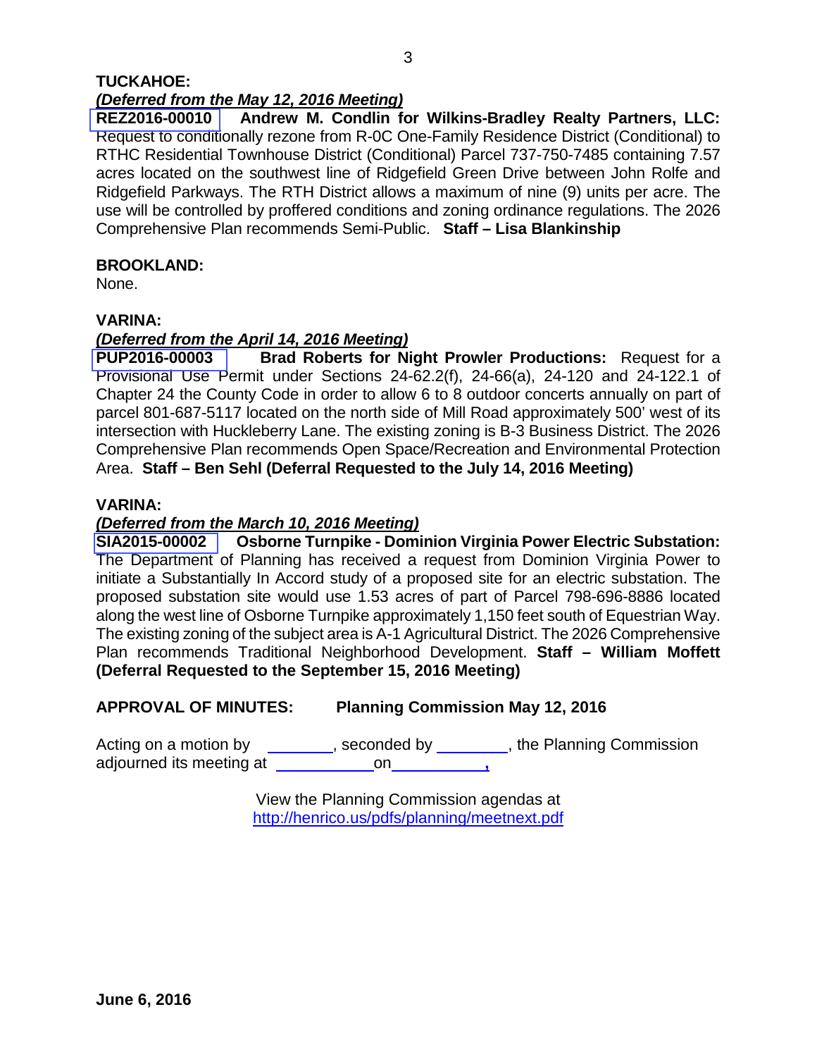**TUCKAHOE:**

***(Deferred from the May 12, 2016 Meeting)***

**REZ2016-00010 Andrew M. Condlin for Wilkins-Bradley Realty Partners, LLC:** Request to conditionally rezone from R-0C One-Family Residence District (Conditional) to RTHC Residential Townhouse District (Conditional) Parcel 737-750-7485 containing 7.57 acres located on the southwest line of Ridgefield Green Drive between John Rolfe and Ridgefield Parkways. The RTH District allows a maximum of nine (9) units per acre. The use will be controlled by proffered conditions and zoning ordinance regulations. The 2026 Comprehensive Plan recommends Semi-Public. **Staff – Lisa Blankinship**

**BROOKLAND:**

None.

**VARINA:**

***(Deferred from the April 14, 2016 Meeting)***

**PUP2016-00003 Brad Roberts for Night Prowler Productions:** Request for a Provisional Use Permit under Sections 24-62.2(f), 24-66(a), 24-120 and 24-122.1 of Chapter 24 the County Code in order to allow 6 to 8 outdoor concerts annually on part of parcel 801-687-5117 located on the north side of Mill Road approximately 500' west of its intersection with Huckleberry Lane. The existing zoning is B-3 Business District. The 2026 Comprehensive Plan recommends Open Space/Recreation and Environmental Protection Area. **Staff – Ben Sehl (Deferral Requested to the July 14, 2016 Meeting)**

**VARINA:**

***(Deferred from the March 10, 2016 Meeting)***

**SIA2015-00002 Osborne Turnpike - Dominion Virginia Power Electric Substation:** The Department of Planning has received a request from Dominion Virginia Power to initiate a Substantially In Accord study of a proposed site for an electric substation. The proposed substation site would use 1.53 acres of part of Parcel 798-696-8886 located along the west line of Osborne Turnpike approximately 1,150 feet south of Equestrian Way. The existing zoning of the subject area is A-1 Agricultural District. The 2026 Comprehensive Plan recommends Traditional Neighborhood Development. **Staff – William Moffett (Deferral Requested to the September 15, 2016 Meeting)**

**APPROVAL OF MINUTES: Planning Commission May 12, 2016**

Acting on a motion by ________, seconded by ________, the Planning Commission adjourned its meeting at ___________ on ___________,

View the Planning Commission agendas at
http://henrico.us/pdfs/planning/meetnext.pdf

**June 6, 2016**